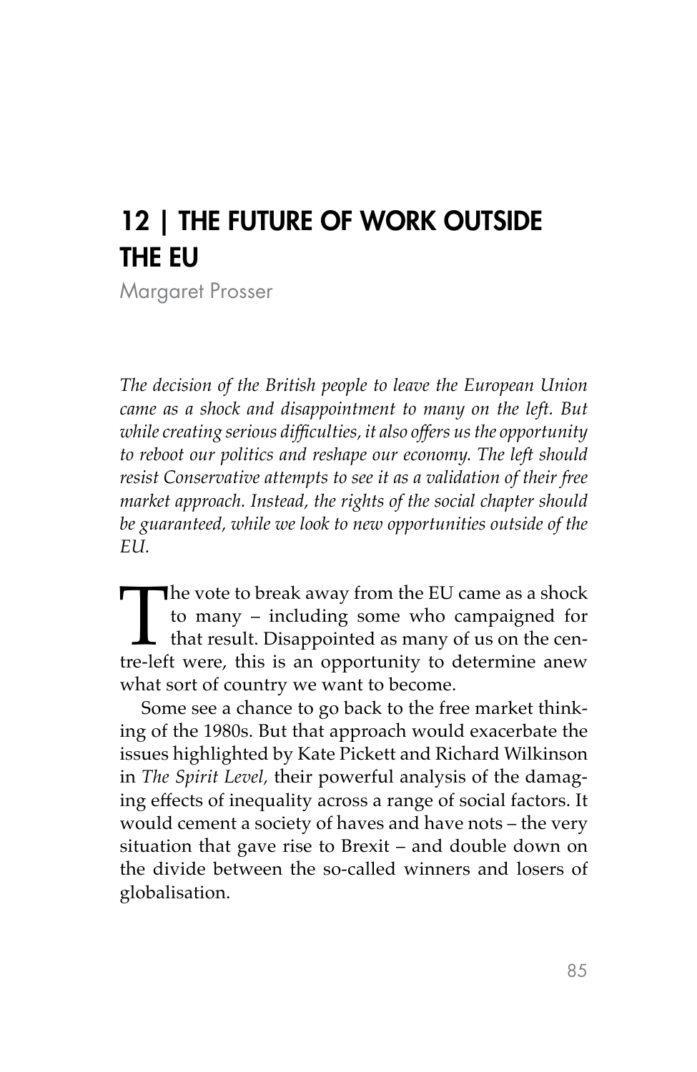# 12 | THE FUTURE OF WORK OUTSIDE THE EU

Margaret Prosser

*The decision of the British people to leave the European Union came as a shock and disappointment to many on the left. But while creating serious difficulties, it also offers us the opportunity to reboot our politics and reshape our economy. The left should resist Conservative attempts to see it as a validation of their free market approach. Instead, the rights of the social chapter should be guaranteed, while we look to new opportunities outside of the EU.*

The vote to break away from the EU came as a shock to many – including some who campaigned for that result. Disappointed as many of us on the centre-left were, this is an opportunity to determine anew what sort of country we want to become.

Some see a chance to go back to the free market thinking of the 1980s. But that approach would exacerbate the issues highlighted by Kate Pickett and Richard Wilkinson in *The Spirit Level*, their powerful analysis of the damaging effects of inequality across a range of social factors. It would cement a society of haves and have nots – the very situation that gave rise to Brexit – and double down on the divide between the so-called winners and losers of globalisation.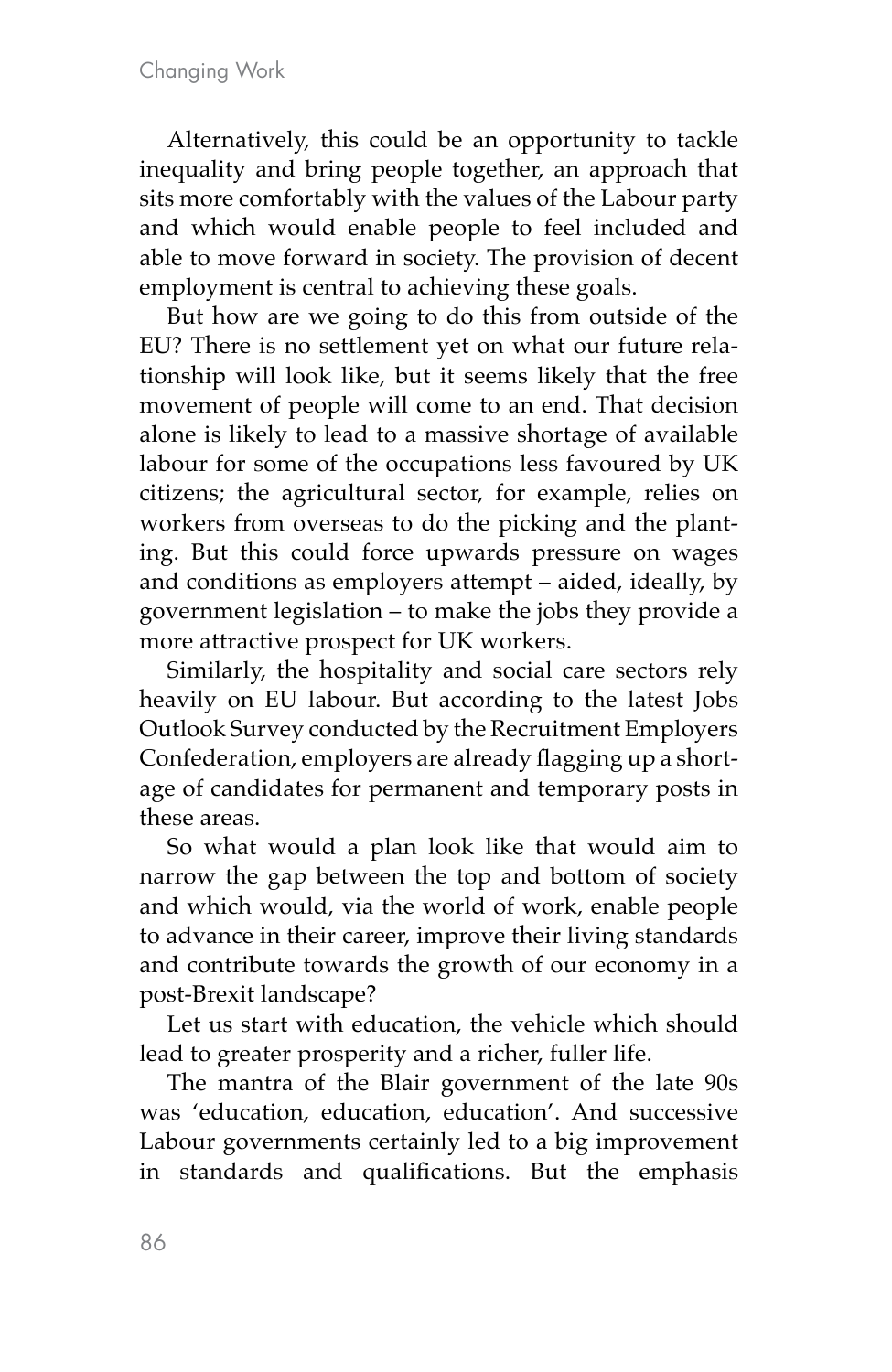Alternatively, this could be an opportunity to tackle inequality and bring people together, an approach that sits more comfortably with the values of the Labour party and which would enable people to feel included and able to move forward in society. The provision of decent employment is central to achieving these goals.

But how are we going to do this from outside of the EU? There is no settlement yet on what our future relationship will look like, but it seems likely that the free movement of people will come to an end. That decision alone is likely to lead to a massive shortage of available labour for some of the occupations less favoured by UK citizens; the agricultural sector, for example, relies on workers from overseas to do the picking and the planting. But this could force upwards pressure on wages and conditions as employers attempt – aided, ideally, by government legislation – to make the jobs they provide a more attractive prospect for UK workers.

Similarly, the hospitality and social care sectors rely heavily on EU labour. But according to the latest Jobs Outlook Survey conducted by the Recruitment Employers Confederation, employers are already flagging up a shortage of candidates for permanent and temporary posts in these areas.

So what would a plan look like that would aim to narrow the gap between the top and bottom of society and which would, via the world of work, enable people to advance in their career, improve their living standards and contribute towards the growth of our economy in a post-Brexit landscape?

Let us start with education, the vehicle which should lead to greater prosperity and a richer, fuller life.

The mantra of the Blair government of the late 90s was 'education, education, education'. And successive Labour governments certainly led to a big improvement in standards and qualifications. But the emphasis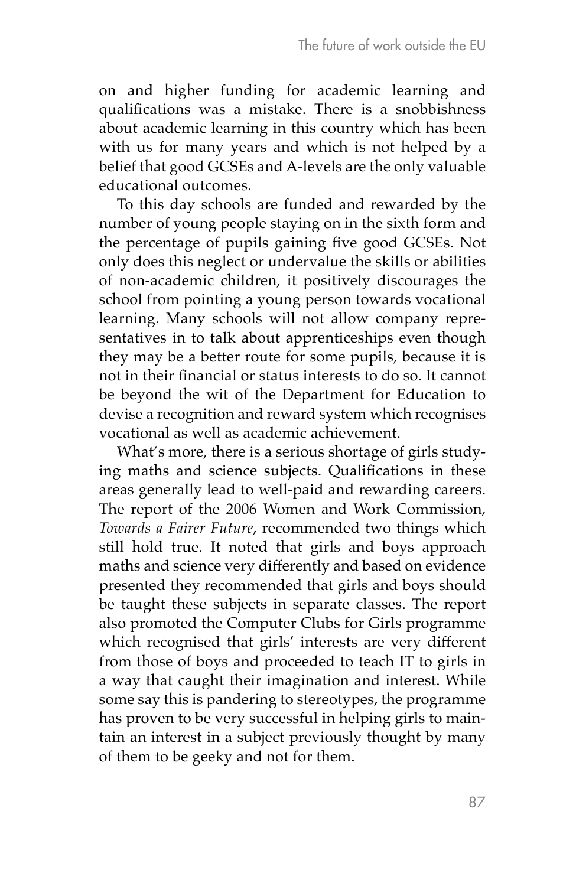on and higher funding for academic learning and qualifications was a mistake. There is a snobbishness about academic learning in this country which has been with us for many years and which is not helped by a belief that good GCSEs and A-levels are the only valuable educational outcomes.

To this day schools are funded and rewarded by the number of young people staying on in the sixth form and the percentage of pupils gaining five good GCSEs. Not only does this neglect or undervalue the skills or abilities of non-academic children, it positively discourages the school from pointing a young person towards vocational learning. Many schools will not allow company representatives in to talk about apprenticeships even though they may be a better route for some pupils, because it is not in their financial or status interests to do so. It cannot be beyond the wit of the Department for Education to devise a recognition and reward system which recognises vocational as well as academic achievement.

What's more, there is a serious shortage of girls studying maths and science subjects. Qualifications in these areas generally lead to well-paid and rewarding careers. The report of the 2006 Women and Work Commission, *Towards a Fairer Future*, recommended two things which still hold true. It noted that girls and boys approach maths and science very differently and based on evidence presented they recommended that girls and boys should be taught these subjects in separate classes. The report also promoted the Computer Clubs for Girls programme which recognised that girls' interests are very different from those of boys and proceeded to teach IT to girls in a way that caught their imagination and interest. While some say this is pandering to stereotypes, the programme has proven to be very successful in helping girls to maintain an interest in a subject previously thought by many of them to be geeky and not for them.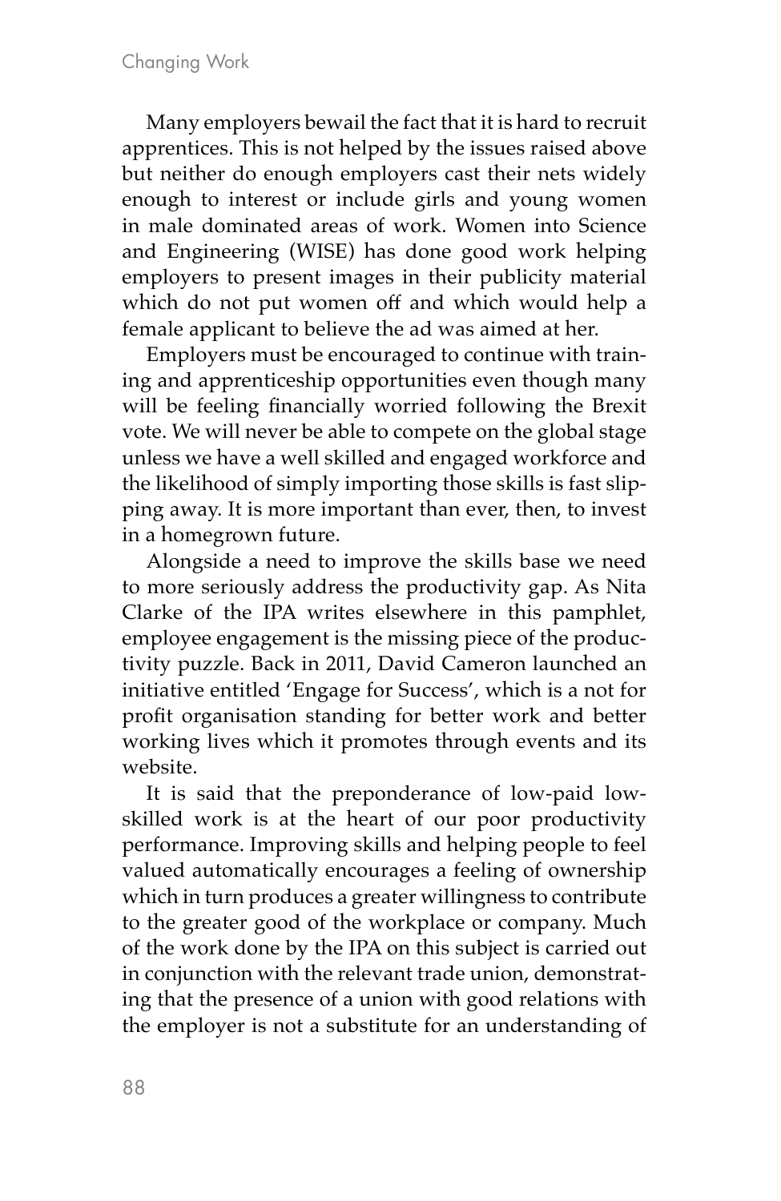Many employers bewail the fact that it is hard to recruit apprentices. This is not helped by the issues raised above but neither do enough employers cast their nets widely enough to interest or include girls and young women in male dominated areas of work. Women into Science and Engineering (WISE) has done good work helping employers to present images in their publicity material which do not put women off and which would help a female applicant to believe the ad was aimed at her.

Employers must be encouraged to continue with training and apprenticeship opportunities even though many will be feeling financially worried following the Brexit vote. We will never be able to compete on the global stage unless we have a well skilled and engaged workforce and the likelihood of simply importing those skills is fast slipping away. It is more important than ever, then, to invest in a homegrown future.

Alongside a need to improve the skills base we need to more seriously address the productivity gap. As Nita Clarke of the IPA writes elsewhere in this pamphlet, employee engagement is the missing piece of the productivity puzzle. Back in 2011, David Cameron launched an initiative entitled 'Engage for Success', which is a not for profit organisation standing for better work and better working lives which it promotes through events and its website.

It is said that the preponderance of low-paid low-skilled work is at the heart of our poor productivity performance. Improving skills and helping people to feel valued automatically encourages a feeling of ownership which in turn produces a greater willingness to contribute to the greater good of the workplace or company. Much of the work done by the IPA on this subject is carried out in conjunction with the relevant trade union, demonstrating that the presence of a union with good relations with the employer is not a substitute for an understanding of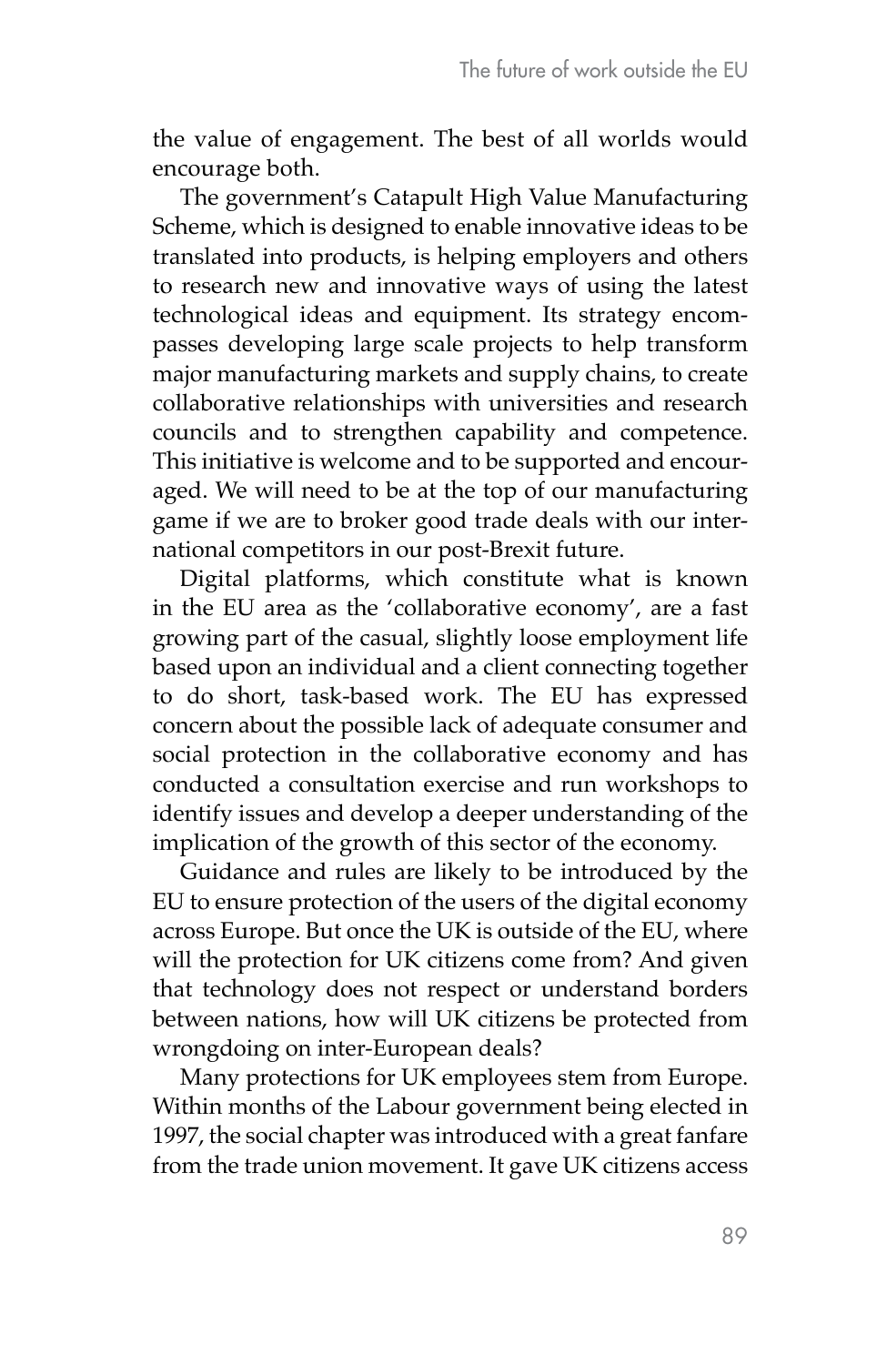the value of engagement. The best of all worlds would encourage both.

The government's Catapult High Value Manufacturing Scheme, which is designed to enable innovative ideas to be translated into products, is helping employers and others to research new and innovative ways of using the latest technological ideas and equipment. Its strategy encompasses developing large scale projects to help transform major manufacturing markets and supply chains, to create collaborative relationships with universities and research councils and to strengthen capability and competence. This initiative is welcome and to be supported and encouraged. We will need to be at the top of our manufacturing game if we are to broker good trade deals with our international competitors in our post-Brexit future.

Digital platforms, which constitute what is known in the EU area as the 'collaborative economy', are a fast growing part of the casual, slightly loose employment life based upon an individual and a client connecting together to do short, task-based work. The EU has expressed concern about the possible lack of adequate consumer and social protection in the collaborative economy and has conducted a consultation exercise and run workshops to identify issues and develop a deeper understanding of the implication of the growth of this sector of the economy.

Guidance and rules are likely to be introduced by the EU to ensure protection of the users of the digital economy across Europe. But once the UK is outside of the EU, where will the protection for UK citizens come from? And given that technology does not respect or understand borders between nations, how will UK citizens be protected from wrongdoing on inter-European deals?

Many protections for UK employees stem from Europe. Within months of the Labour government being elected in 1997, the social chapter was introduced with a great fanfare from the trade union movement. It gave UK citizens access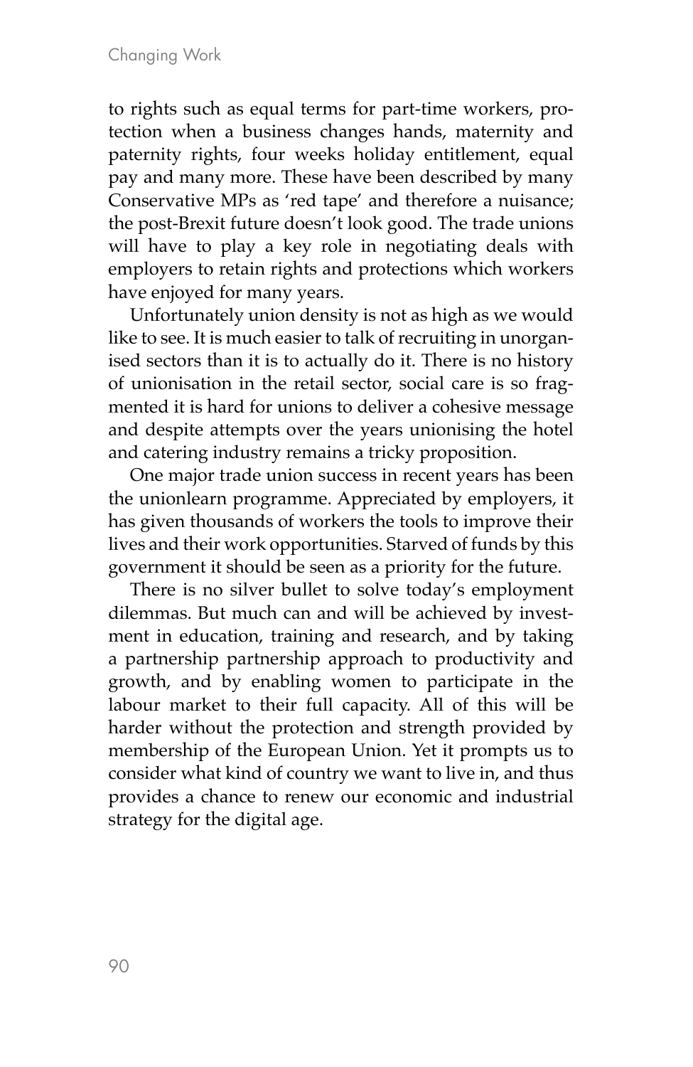to rights such as equal terms for part-time workers, protection when a business changes hands, maternity and paternity rights, four weeks holiday entitlement, equal pay and many more. These have been described by many Conservative MPs as 'red tape' and therefore a nuisance; the post-Brexit future doesn't look good. The trade unions will have to play a key role in negotiating deals with employers to retain rights and protections which workers have enjoyed for many years.

Unfortunately union density is not as high as we would like to see. It is much easier to talk of recruiting in unorganised sectors than it is to actually do it. There is no history of unionisation in the retail sector, social care is so fragmented it is hard for unions to deliver a cohesive message and despite attempts over the years unionising the hotel and catering industry remains a tricky proposition.

One major trade union success in recent years has been the unionlearn programme. Appreciated by employers, it has given thousands of workers the tools to improve their lives and their work opportunities. Starved of funds by this government it should be seen as a priority for the future.

There is no silver bullet to solve today's employment dilemmas. But much can and will be achieved by investment in education, training and research, and by taking a partnership partnership approach to productivity and growth, and by enabling women to participate in the labour market to their full capacity. All of this will be harder without the protection and strength provided by membership of the European Union. Yet it prompts us to consider what kind of country we want to live in, and thus provides a chance to renew our economic and industrial strategy for the digital age.